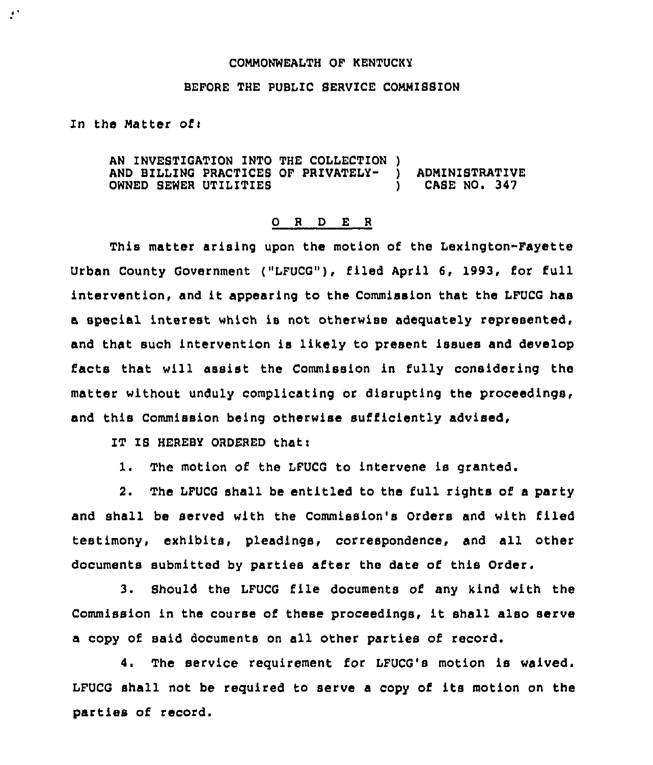COMMONWEALTH OF KENTUCKY

BEFORE THE PUBLIC SERVICE COMMISSION

In the Matter of:

AN INVESTIGATION INTO THE COLLECTION )
AND BILLING PRACTICES OF PRIVATELY- ) ADMINISTRATIVE
OWNED SEWER UTILITIES ) CASE NO. 347

# O R D E R

This matter arising upon the motion of the Lexington-Fayette Urban County Government ("LFUCG"), filed April 6, 1993, for full intervention, and it appearing to the Commission that the LFUCG has a special interest which is not otherwise adequately represented, and that such intervention is likely to present issues and develop facts that will assist the Commission in fully considering the matter without unduly complicating or disrupting the proceedings, and this Commission being otherwise sufficiently advised,

IT IS HEREBY ORDERED that:

1. The motion of the LFUCG to intervene is granted.

2. The LFUCG shall be entitled to the full rights of a party and shall be served with the Commission's Orders and with filed testimony, exhibits, pleadings, correspondence, and all other documents submitted by parties after the date of this Order.

3. Should the LFUCG file documents of any kind with the Commission in the course of these proceedings, it shall also serve a copy of said documents on all other parties of record.

4. The service requirement for LFUCG's motion is waived. LFUCG shall not be required to serve a copy of its motion on the parties of record.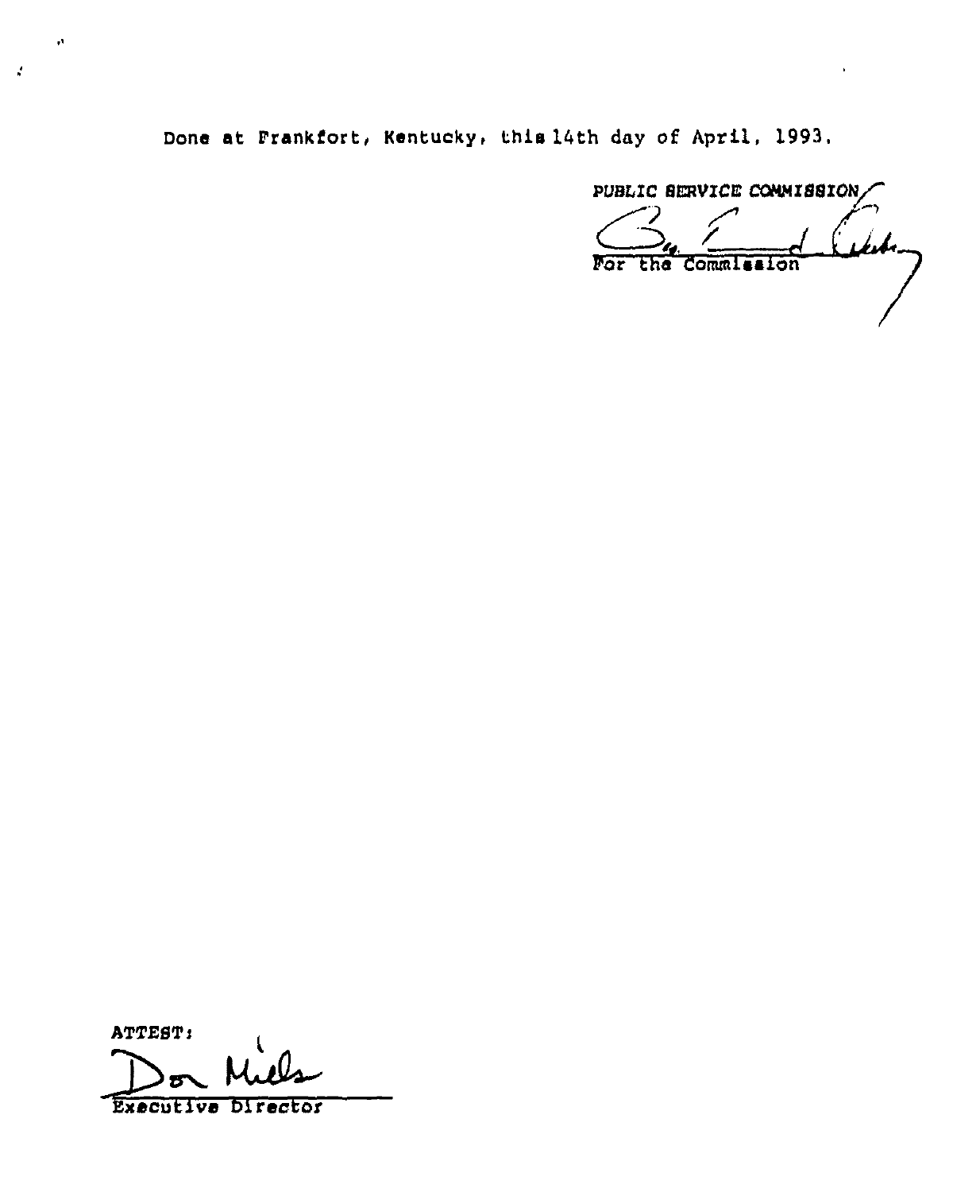Done at Frankfort, Kentucky, this 14th day of April, 1993.

PUBLIC SERVICE COMMISSION

For the Commission

ATTEST:

Executive Director